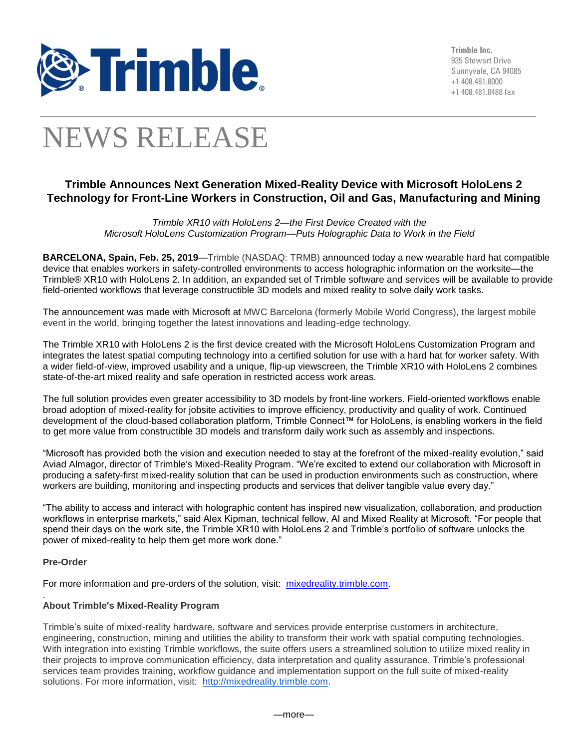Trimble Inc.
935 Stewart Drive
Sunnyvale, CA 94085
+1 408.481.8000
+1 408.481.8488 fax

# NEWS RELEASE

## Trimble Announces Next Generation Mixed-Reality Device with Microsoft HoloLens 2 Technology for Front-Line Workers in Construction, Oil and Gas, Manufacturing and Mining

*Trimble XR10 with HoloLens 2—the First Device Created with the Microsoft HoloLens Customization Program—Puts Holographic Data to Work in the Field*

**BARCELONA, Spain, Feb. 25, 2019**—Trimble (NASDAQ: TRMB) announced today a new wearable hard hat compatible device that enables workers in safety-controlled environments to access holographic information on the worksite—the Trimble® XR10 with HoloLens 2. In addition, an expanded set of Trimble software and services will be available to provide field-oriented workflows that leverage constructible 3D models and mixed reality to solve daily work tasks.

The announcement was made with Microsoft at MWC Barcelona (formerly Mobile World Congress), the largest mobile event in the world, bringing together the latest innovations and leading-edge technology.

The Trimble XR10 with HoloLens 2 is the first device created with the Microsoft HoloLens Customization Program and integrates the latest spatial computing technology into a certified solution for use with a hard hat for worker safety. With a wider field-of-view, improved usability and a unique, flip-up viewscreen, the Trimble XR10 with HoloLens 2 combines state-of-the-art mixed reality and safe operation in restricted access work areas.

The full solution provides even greater accessibility to 3D models by front-line workers. Field-oriented workflows enable broad adoption of mixed-reality for jobsite activities to improve efficiency, productivity and quality of work. Continued development of the cloud-based collaboration platform, Trimble Connect™ for HoloLens, is enabling workers in the field to get more value from constructible 3D models and transform daily work such as assembly and inspections.

"Microsoft has provided both the vision and execution needed to stay at the forefront of the mixed-reality evolution," said Aviad Almagor, director of Trimble's Mixed-Reality Program. "We're excited to extend our collaboration with Microsoft in producing a safety-first mixed-reality solution that can be used in production environments such as construction, where workers are building, monitoring and inspecting products and services that deliver tangible value every day."

"The ability to access and interact with holographic content has inspired new visualization, collaboration, and production workflows in enterprise markets," said Alex Kipman, technical fellow, AI and Mixed Reality at Microsoft. "For people that spend their days on the work site, the Trimble XR10 with HoloLens 2 and Trimble's portfolio of software unlocks the power of mixed-reality to help them get more work done."

**Pre-Order**

For more information and pre-orders of the solution, visit: [mixedreality.trimble.com](mixedreality.trimble.com).

.

**About Trimble's Mixed-Reality Program**

Trimble's suite of mixed-reality hardware, software and services provide enterprise customers in architecture, engineering, construction, mining and utilities the ability to transform their work with spatial computing technologies. With integration into existing Trimble workflows, the suite offers users a streamlined solution to utilize mixed reality in their projects to improve communication efficiency, data interpretation and quality assurance. Trimble's professional services team provides training, workflow guidance and implementation support on the full suite of mixed-reality solutions. For more information, visit: [http://mixedreality.trimble.com](http://mixedreality.trimble.com).

—more—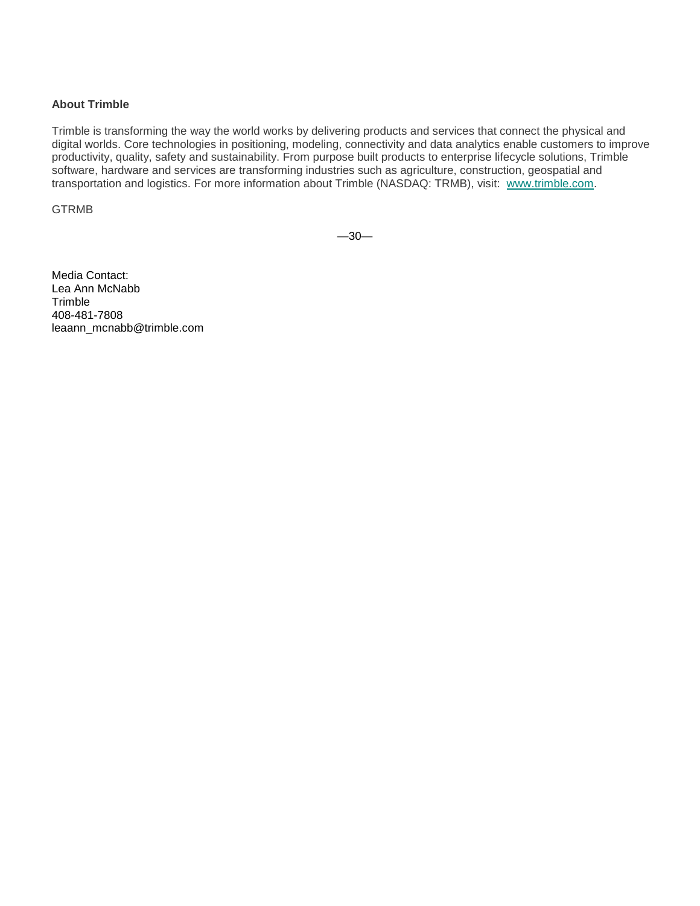**About Trimble**

Trimble is transforming the way the world works by delivering products and services that connect the physical and digital worlds. Core technologies in positioning, modeling, connectivity and data analytics enable customers to improve productivity, quality, safety and sustainability. From purpose built products to enterprise lifecycle solutions, Trimble software, hardware and services are transforming industries such as agriculture, construction, geospatial and transportation and logistics. For more information about Trimble (NASDAQ: TRMB), visit: www.trimble.com.

GTRMB

—30—

Media Contact:
Lea Ann McNabb
Trimble
408-481-7808
leaann_mcnabb@trimble.com